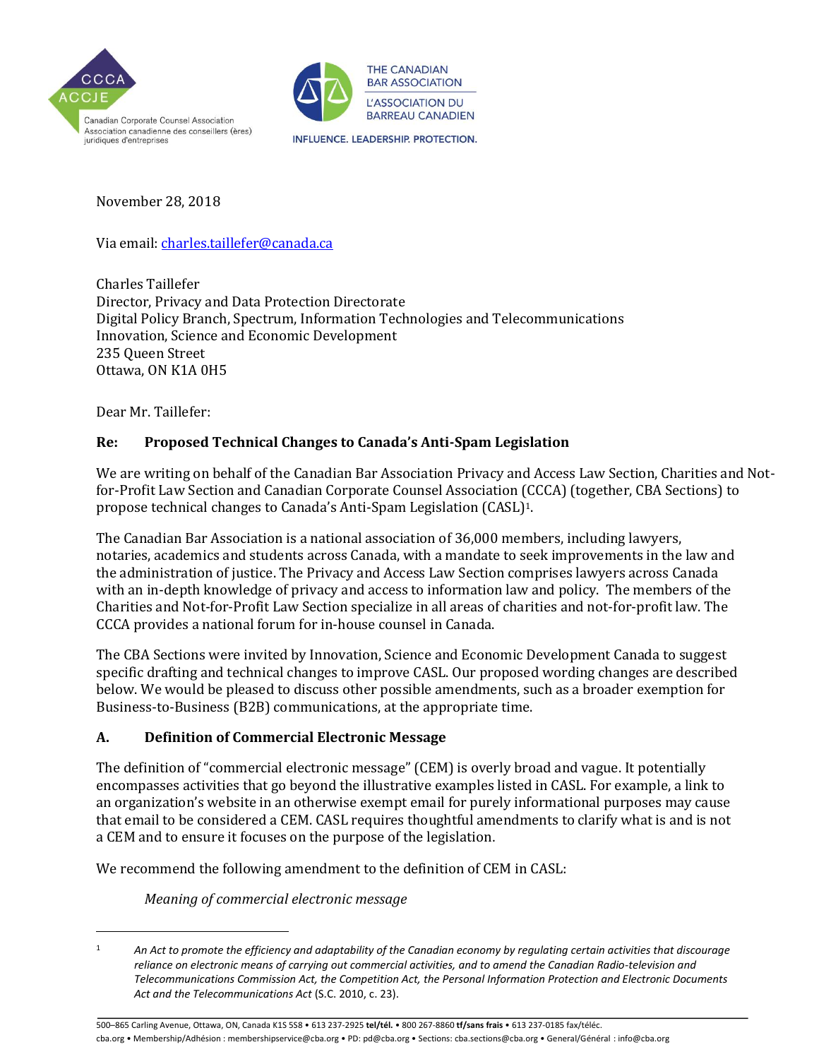November 28, 2018

Via email: charles.taillefer@canada.ca

Charles Taillefer
Director, Privacy and Data Protection Directorate
Digital Policy Branch, Spectrum, Information Technologies and Telecommunications
Innovation, Science and Economic Development
235 Queen Street
Ottawa, ON K1A 0H5

Dear Mr. Taillefer:

**Re: Proposed Technical Changes to Canada's Anti-Spam Legislation**

We are writing on behalf of the Canadian Bar Association Privacy and Access Law Section, Charities and Not-for-Profit Law Section and Canadian Corporate Counsel Association (CCCA) (together, CBA Sections) to propose technical changes to Canada's Anti-Spam Legislation (CASL)[1].

The Canadian Bar Association is a national association of 36,000 members, including lawyers, notaries, academics and students across Canada, with a mandate to seek improvements in the law and the administration of justice. The Privacy and Access Law Section comprises lawyers across Canada with an in-depth knowledge of privacy and access to information law and policy. The members of the Charities and Not-for-Profit Law Section specialize in all areas of charities and not-for-profit law. The CCCA provides a national forum for in-house counsel in Canada.

The CBA Sections were invited by Innovation, Science and Economic Development Canada to suggest specific drafting and technical changes to improve CASL. Our proposed wording changes are described below. We would be pleased to discuss other possible amendments, such as a broader exemption for Business-to-Business (B2B) communications, at the appropriate time.

## A. Definition of Commercial Electronic Message

The definition of "commercial electronic message" (CEM) is overly broad and vague. It potentially encompasses activities that go beyond the illustrative examples listed in CASL. For example, a link to an organization's website in an otherwise exempt email for purely informational purposes may cause that email to be considered a CEM. CASL requires thoughtful amendments to clarify what is and is not a CEM and to ensure it focuses on the purpose of the legislation.

We recommend the following amendment to the definition of CEM in CASL:

*Meaning of commercial electronic message*

---

[1] *An Act to promote the efficiency and adaptability of the Canadian economy by regulating certain activities that discourage reliance on electronic means of carrying out commercial activities, and to amend the Canadian Radio-television and Telecommunications Commission Act, the Competition Act, the Personal Information Protection and Electronic Documents Act and the Telecommunications Act* (S.C. 2010, c. 23).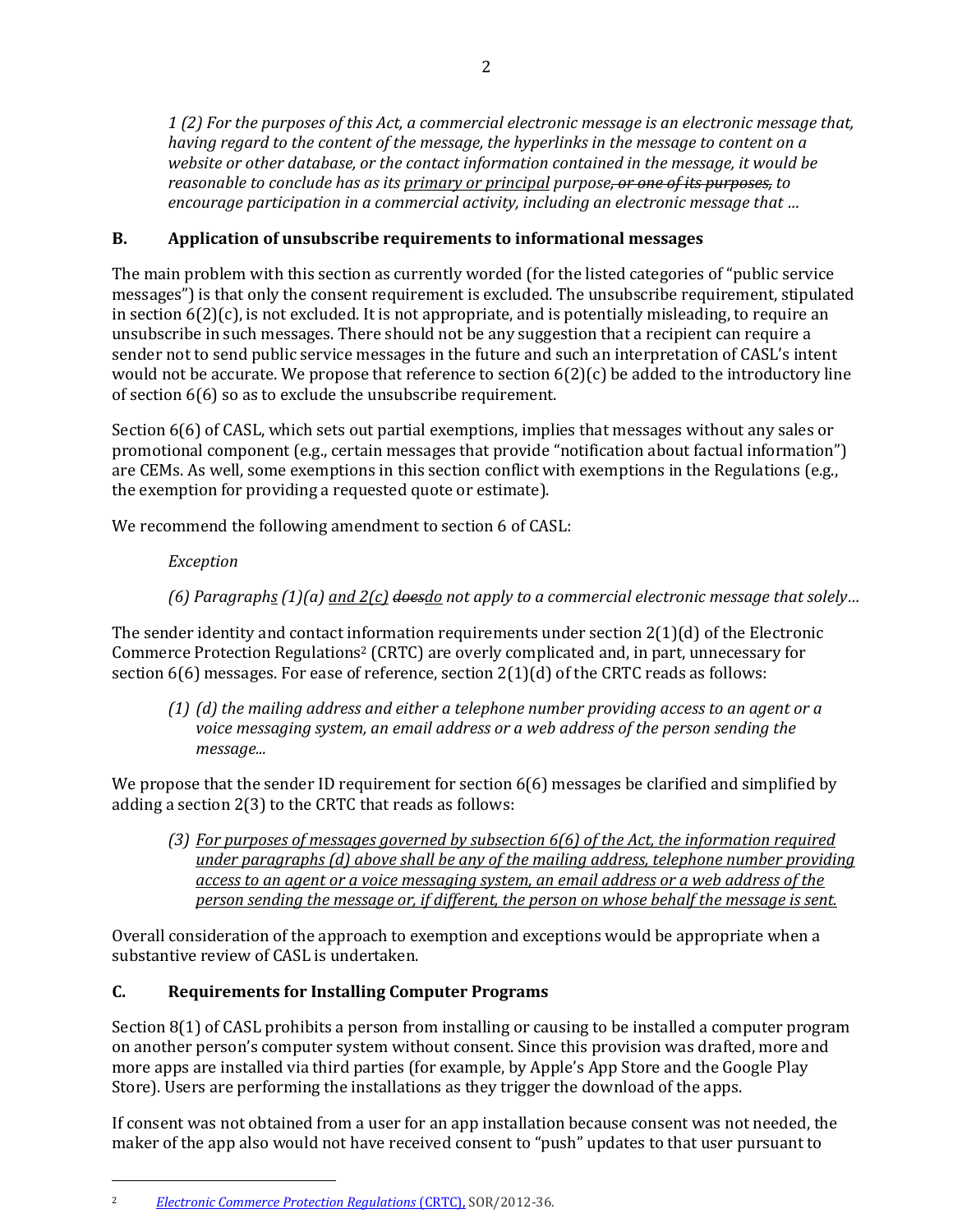*1 (2) For the purposes of this Act, a commercial electronic message is an electronic message that, having regard to the content of the message, the hyperlinks in the message to content on a website or other database, or the contact information contained in the message, it would be reasonable to conclude has as its <u>primary or principal</u> purpose~~, or one of its purposes,~~ to encourage participation in a commercial activity, including an electronic message that …*

## B. Application of unsubscribe requirements to informational messages

The main problem with this section as currently worded (for the listed categories of "public service messages") is that only the consent requirement is excluded. The unsubscribe requirement, stipulated in section 6(2)(c), is not excluded. It is not appropriate, and is potentially misleading, to require an unsubscribe in such messages. There should not be any suggestion that a recipient can require a sender not to send public service messages in the future and such an interpretation of CASL's intent would not be accurate. We propose that reference to section 6(2)(c) be added to the introductory line of section 6(6) so as to exclude the unsubscribe requirement.

Section 6(6) of CASL, which sets out partial exemptions, implies that messages without any sales or promotional component (e.g., certain messages that provide "notification about factual information") are CEMs. As well, some exemptions in this section conflict with exemptions in the Regulations (e.g., the exemption for providing a requested quote or estimate).

We recommend the following amendment to section 6 of CASL:

*Exception*

*(6) Paragraph<u>s</u> (1)(a) <u>and 2(c)</u> ~~does~~<u>do</u> not apply to a commercial electronic message that solely…*

The sender identity and contact information requirements under section 2(1)(d) of the Electronic Commerce Protection Regulations[2] (CRTC) are overly complicated and, in part, unnecessary for section 6(6) messages. For ease of reference, section 2(1)(d) of the CRTC reads as follows:

*(1) (d) the mailing address and either a telephone number providing access to an agent or a voice messaging system, an email address or a web address of the person sending the message...*

We propose that the sender ID requirement for section 6(6) messages be clarified and simplified by adding a section 2(3) to the CRTC that reads as follows:

*(3) <u>For purposes of messages governed by subsection 6(6) of the Act, the information required under paragraphs (d) above shall be any of the mailing address, telephone number providing access to an agent or a voice messaging system, an email address or a web address of the person sending the message or, if different, the person on whose behalf the message is sent.</u>*

Overall consideration of the approach to exemption and exceptions would be appropriate when a substantive review of CASL is undertaken.

## C. Requirements for Installing Computer Programs

Section 8(1) of CASL prohibits a person from installing or causing to be installed a computer program on another person's computer system without consent. Since this provision was drafted, more and more apps are installed via third parties (for example, by Apple's App Store and the Google Play Store). Users are performing the installations as they trigger the download of the apps.

If consent was not obtained from a user for an app installation because consent was not needed, the maker of the app also would not have received consent to "push" updates to that user pursuant to

---

[2] *Electronic Commerce Protection Regulations* (CRTC), SOR/2012-36.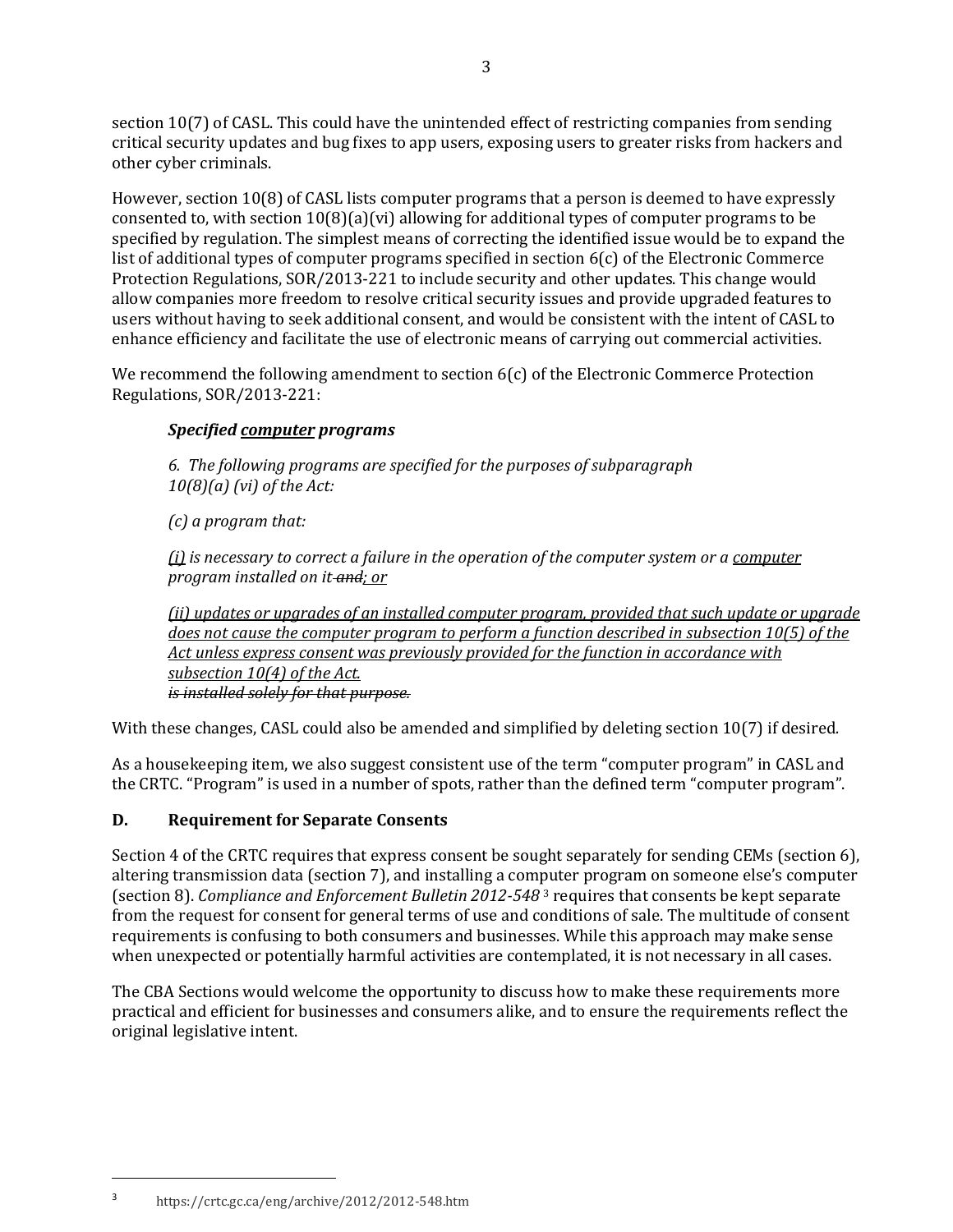section 10(7) of CASL. This could have the unintended effect of restricting companies from sending critical security updates and bug fixes to app users, exposing users to greater risks from hackers and other cyber criminals.

However, section 10(8) of CASL lists computer programs that a person is deemed to have expressly consented to, with section 10(8)(a)(vi) allowing for additional types of computer programs to be specified by regulation. The simplest means of correcting the identified issue would be to expand the list of additional types of computer programs specified in section 6(c) of the Electronic Commerce Protection Regulations, SOR/2013-221 to include security and other updates. This change would allow companies more freedom to resolve critical security issues and provide upgraded features to users without having to seek additional consent, and would be consistent with the intent of CASL to enhance efficiency and facilitate the use of electronic means of carrying out commercial activities.

We recommend the following amendment to section 6(c) of the Electronic Commerce Protection Regulations, SOR/2013-221:

> ***Specified <u>computer</u> programs***
>
> *6. The following programs are specified for the purposes of subparagraph 10(8)(a) (vi) of the Act:*
>
> *(c) a program that:*
>
> *<u>(i)</u> is necessary to correct a failure in the operation of the computer system or a <u>computer</u> program installed on it ~~and~~<u>; or</u>*
>
> *<u>(ii) updates or upgrades of an installed computer program, provided that such update or upgrade does not cause the computer program to perform a function described in subsection 10(5) of the Act unless express consent was previously provided for the function in accordance with subsection 10(4) of the Act.</u>*
> *~~is installed solely for that purpose.~~*

With these changes, CASL could also be amended and simplified by deleting section 10(7) if desired.

As a housekeeping item, we also suggest consistent use of the term "computer program" in CASL and the CRTC. "Program" is used in a number of spots, rather than the defined term "computer program".

## D. Requirement for Separate Consents

Section 4 of the CRTC requires that express consent be sought separately for sending CEMs (section 6), altering transmission data (section 7), and installing a computer program on someone else's computer (section 8). *Compliance and Enforcement Bulletin 2012-548* [3] requires that consents be kept separate from the request for consent for general terms of use and conditions of sale. The multitude of consent requirements is confusing to both consumers and businesses. While this approach may make sense when unexpected or potentially harmful activities are contemplated, it is not necessary in all cases.

The CBA Sections would welcome the opportunity to discuss how to make these requirements more practical and efficient for businesses and consumers alike, and to ensure the requirements reflect the original legislative intent.

---

[3] https://crtc.gc.ca/eng/archive/2012/2012-548.htm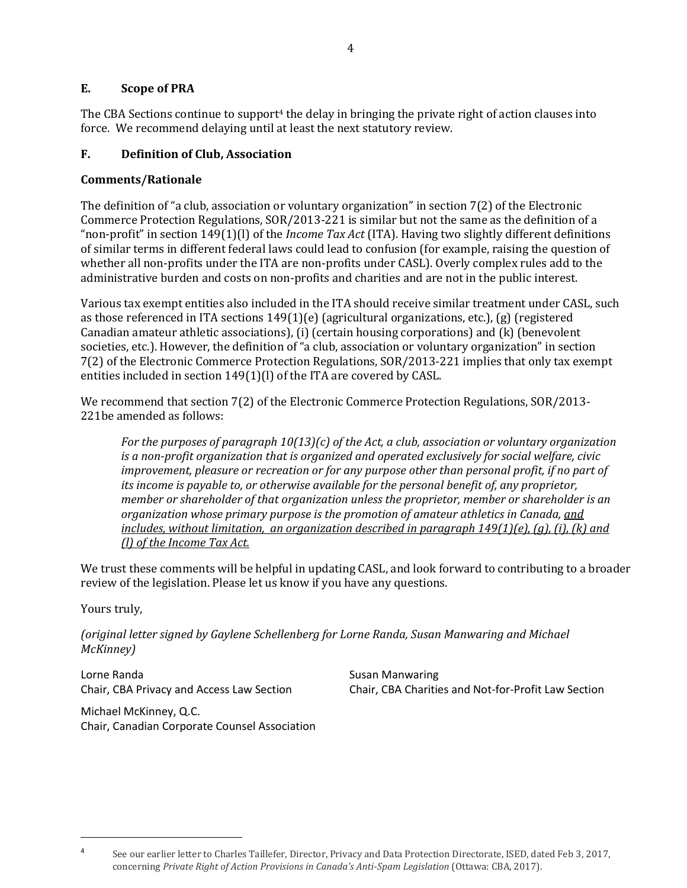## E. Scope of PRA

The CBA Sections continue to support[4] the delay in bringing the private right of action clauses into force. We recommend delaying until at least the next statutory review.

## F. Definition of Club, Association

### Comments/Rationale

The definition of "a club, association or voluntary organization" in section 7(2) of the Electronic Commerce Protection Regulations, SOR/2013-221 is similar but not the same as the definition of a "non-profit" in section 149(1)(l) of the *Income Tax Act* (ITA). Having two slightly different definitions of similar terms in different federal laws could lead to confusion (for example, raising the question of whether all non-profits under the ITA are non-profits under CASL). Overly complex rules add to the administrative burden and costs on non-profits and charities and are not in the public interest.

Various tax exempt entities also included in the ITA should receive similar treatment under CASL, such as those referenced in ITA sections 149(1)(e) (agricultural organizations, etc.), (g) (registered Canadian amateur athletic associations), (i) (certain housing corporations) and (k) (benevolent societies, etc.). However, the definition of "a club, association or voluntary organization" in section 7(2) of the Electronic Commerce Protection Regulations, SOR/2013-221 implies that only tax exempt entities included in section 149(1)(l) of the ITA are covered by CASL.

We recommend that section 7(2) of the Electronic Commerce Protection Regulations, SOR/2013-221be amended as follows:

> *For the purposes of paragraph 10(13)(c) of the Act, a club, association or voluntary organization is a non-profit organization that is organized and operated exclusively for social welfare, civic improvement, pleasure or recreation or for any purpose other than personal profit, if no part of its income is payable to, or otherwise available for the personal benefit of, any proprietor, member or shareholder of that organization unless the proprietor, member or shareholder is an organization whose primary purpose is the promotion of amateur athletics in Canada, <u>and includes, without limitation, an organization described in paragraph 149(1)(e), (g), (i), (k) and (l) of the Income Tax Act.</u>*

We trust these comments will be helpful in updating CASL, and look forward to contributing to a broader review of the legislation. Please let us know if you have any questions.

Yours truly,

*(original letter signed by Gaylene Schellenberg for Lorne Randa, Susan Manwaring and Michael McKinney)*

Lorne Randa
Chair, CBA Privacy and Access Law Section

Susan Manwaring
Chair, CBA Charities and Not-for-Profit Law Section

Michael McKinney, Q.C.
Chair, Canadian Corporate Counsel Association

---

[4] See our earlier letter to Charles Taillefer, Director, Privacy and Data Protection Directorate, ISED, dated Feb 3, 2017, concerning *Private Right of Action Provisions in Canada's Anti-Spam Legislation* (Ottawa: CBA, 2017).